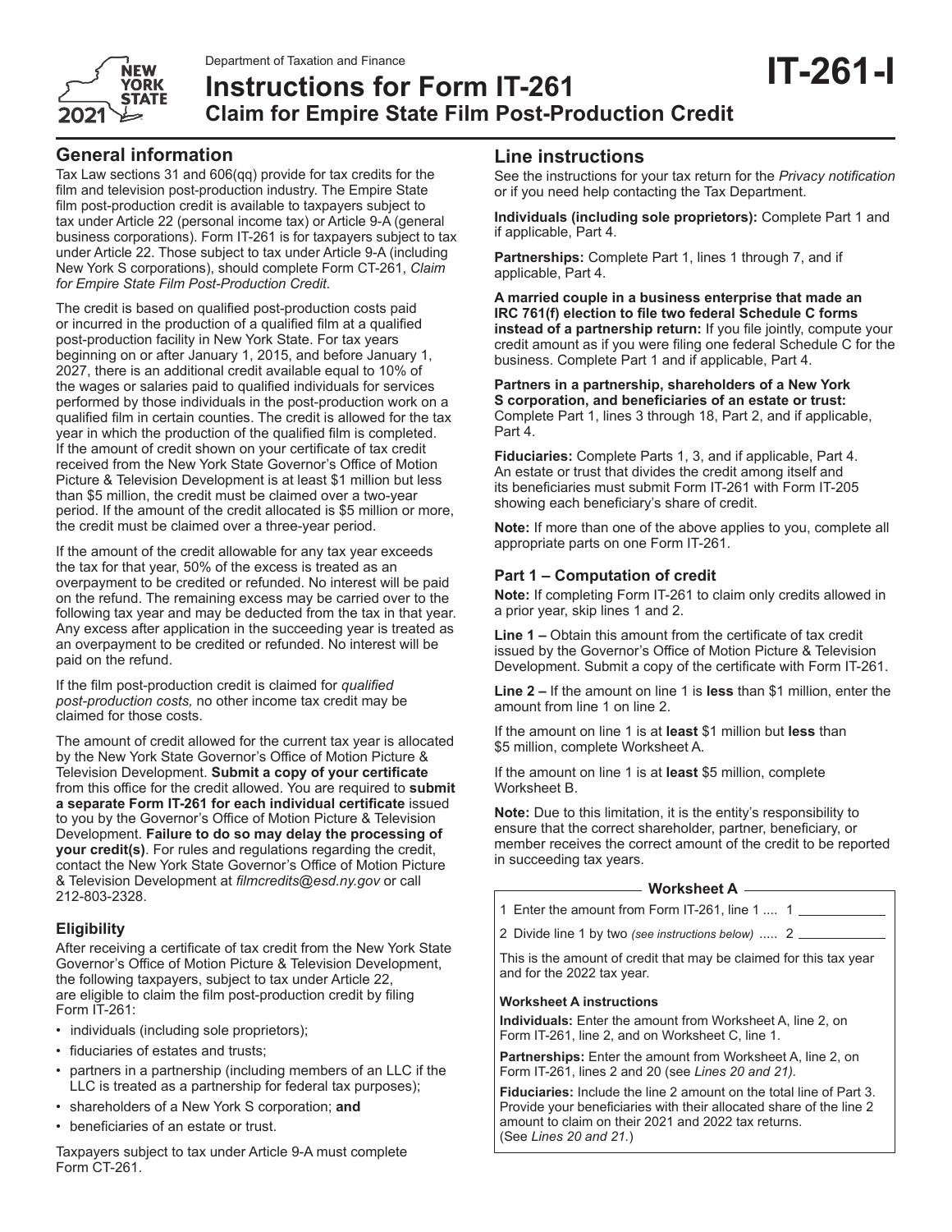Department of Taxation and Finance

# Instructions for Form IT-261

## Claim for Empire State Film Post-Production Credit

**IT-261-I**

2021

## General information

Tax Law sections 31 and 606(qq) provide for tax credits for the film and television post-production industry. The Empire State film post-production credit is available to taxpayers subject to tax under Article 22 (personal income tax) or Article 9-A (general business corporations). Form IT-261 is for taxpayers subject to tax under Article 22. Those subject to tax under Article 9-A (including New York S corporations), should complete Form CT-261, *Claim for Empire State Film Post-Production Credit*.

The credit is based on qualified post-production costs paid or incurred in the production of a qualified film at a qualified post-production facility in New York State. For tax years beginning on or after January 1, 2015, and before January 1, 2027, there is an additional credit available equal to 10% of the wages or salaries paid to qualified individuals for services performed by those individuals in the post-production work on a qualified film in certain counties. The credit is allowed for the tax year in which the production of the qualified film is completed. If the amount of credit shown on your certificate of tax credit received from the New York State Governor's Office of Motion Picture & Television Development is at least $1 million but less than $5 million, the credit must be claimed over a two-year period. If the amount of the credit allocated is $5 million or more, the credit must be claimed over a three-year period.

If the amount of the credit allowable for any tax year exceeds the tax for that year, 50% of the excess is treated as an overpayment to be credited or refunded. No interest will be paid on the refund. The remaining excess may be carried over to the following tax year and may be deducted from the tax in that year. Any excess after application in the succeeding year is treated as an overpayment to be credited or refunded. No interest will be paid on the refund.

If the film post-production credit is claimed for *qualified post-production costs,* no other income tax credit may be claimed for those costs.

The amount of credit allowed for the current tax year is allocated by the New York State Governor's Office of Motion Picture & Television Development. **Submit a copy of your certificate** from this office for the credit allowed. You are required to **submit a separate Form IT-261 for each individual certificate** issued to you by the Governor's Office of Motion Picture & Television Development. **Failure to do so may delay the processing of your credit(s)**. For rules and regulations regarding the credit, contact the New York State Governor's Office of Motion Picture & Television Development at *filmcredits@esd.ny.gov* or call 212-803-2328.

### Eligibility

After receiving a certificate of tax credit from the New York State Governor's Office of Motion Picture & Television Development, the following taxpayers, subject to tax under Article 22, are eligible to claim the film post-production credit by filing Form IT-261:

- individuals (including sole proprietors);
- fiduciaries of estates and trusts;
- partners in a partnership (including members of an LLC if the LLC is treated as a partnership for federal tax purposes);
- shareholders of a New York S corporation; **and**
- beneficiaries of an estate or trust.

Taxpayers subject to tax under Article 9-A must complete Form CT-261.

## Line instructions

See the instructions for your tax return for the *Privacy notification* or if you need help contacting the Tax Department.

**Individuals (including sole proprietors):** Complete Part 1 and if applicable, Part 4.

**Partnerships:** Complete Part 1, lines 1 through 7, and if applicable, Part 4.

**A married couple in a business enterprise that made an IRC 761(f) election to file two federal Schedule C forms instead of a partnership return:** If you file jointly, compute your credit amount as if you were filing one federal Schedule C for the business. Complete Part 1 and if applicable, Part 4.

**Partners in a partnership, shareholders of a New York S corporation, and beneficiaries of an estate or trust:** Complete Part 1, lines 3 through 18, Part 2, and if applicable, Part 4.

**Fiduciaries:** Complete Parts 1, 3, and if applicable, Part 4. An estate or trust that divides the credit among itself and its beneficiaries must submit Form IT-261 with Form IT-205 showing each beneficiary's share of credit.

**Note:** If more than one of the above applies to you, complete all appropriate parts on one Form IT-261.

### Part 1 – Computation of credit

**Note:** If completing Form IT-261 to claim only credits allowed in a prior year, skip lines 1 and 2.

**Line 1 –** Obtain this amount from the certificate of tax credit issued by the Governor's Office of Motion Picture & Television Development. Submit a copy of the certificate with Form IT-261.

**Line 2 –** If the amount on line 1 is **less** than $1 million, enter the amount from line 1 on line 2.

If the amount on line 1 is at **least** $1 million but **less** than $5 million, complete Worksheet A.

If the amount on line 1 is at **least** $5 million, complete Worksheet B.

**Note:** Due to this limitation, it is the entity's responsibility to ensure that the correct shareholder, partner, beneficiary, or member receives the correct amount of the credit to be reported in succeeding tax years.

#### Worksheet A

1 Enter the amount from Form IT-261, line 1 .... 1 ____________

2 Divide line 1 by two *(see instructions below)* ..... 2 ____________

This is the amount of credit that may be claimed for this tax year and for the 2022 tax year.

**Worksheet A instructions**

**Individuals:** Enter the amount from Worksheet A, line 2, on Form IT-261, line 2, and on Worksheet C, line 1.

**Partnerships:** Enter the amount from Worksheet A, line 2, on Form IT-261, lines 2 and 20 (see *Lines 20 and 21).*

**Fiduciaries:** Include the line 2 amount on the total line of Part 3. Provide your beneficiaries with their allocated share of the line 2 amount to claim on their 2021 and 2022 tax returns. (See *Lines 20 and 21.*)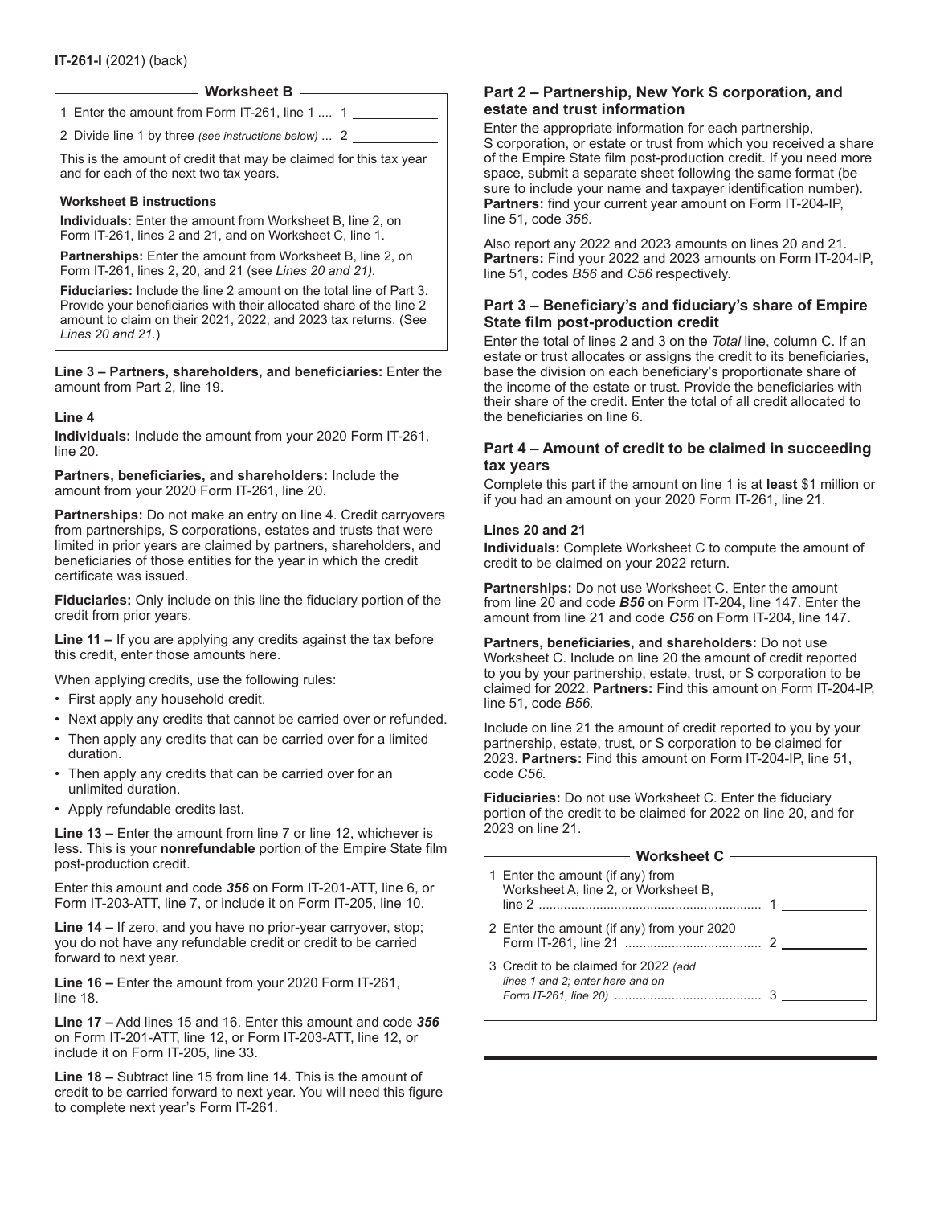### Worksheet B

1 Enter the amount from Form IT-261, line 1 .... 1 ____________

2 Divide line 1 by three *(see instructions below)* ... 2 ____________

This is the amount of credit that may be claimed for this tax year and for each of the next two tax years.

**Worksheet B instructions**

**Individuals:** Enter the amount from Worksheet B, line 2, on Form IT-261, lines 2 and 21, and on Worksheet C, line 1.

**Partnerships:** Enter the amount from Worksheet B, line 2, on Form IT-261, lines 2, 20, and 21 (see *Lines 20 and 21).*

**Fiduciaries:** Include the line 2 amount on the total line of Part 3. Provide your beneficiaries with their allocated share of the line 2 amount to claim on their 2021, 2022, and 2023 tax returns. (See *Lines 20 and 21.*)

**Line 3 – Partners, shareholders, and beneficiaries:** Enter the amount from Part 2, line 19.

**Line 4**

**Individuals:** Include the amount from your 2020 Form IT-261, line 20.

**Partners, beneficiaries, and shareholders:** Include the amount from your 2020 Form IT-261, line 20.

**Partnerships:** Do not make an entry on line 4. Credit carryovers from partnerships, S corporations, estates and trusts that were limited in prior years are claimed by partners, shareholders, and beneficiaries of those entities for the year in which the credit certificate was issued.

**Fiduciaries:** Only include on this line the fiduciary portion of the credit from prior years.

**Line 11 –** If you are applying any credits against the tax before this credit, enter those amounts here.

When applying credits, use the following rules:

- First apply any household credit.
- Next apply any credits that cannot be carried over or refunded.
- Then apply any credits that can be carried over for a limited duration.
- Then apply any credits that can be carried over for an unlimited duration.
- Apply refundable credits last.

**Line 13 –** Enter the amount from line 7 or line 12, whichever is less. This is your **nonrefundable** portion of the Empire State film post-production credit.

Enter this amount and code ***356*** on Form IT-201-ATT, line 6, or Form IT-203-ATT, line 7, or include it on Form IT-205, line 10.

**Line 14 –** If zero, and you have no prior-year carryover, stop; you do not have any refundable credit or credit to be carried forward to next year.

**Line 16 –** Enter the amount from your 2020 Form IT-261, line 18.

**Line 17 –** Add lines 15 and 16. Enter this amount and code ***356*** on Form IT-201-ATT, line 12, or Form IT-203-ATT, line 12, or include it on Form IT-205, line 33.

**Line 18 –** Subtract line 15 from line 14. This is the amount of credit to be carried forward to next year. You will need this figure to complete next year's Form IT-261.

### Part 2 – Partnership, New York S corporation, and estate and trust information

Enter the appropriate information for each partnership, S corporation, or estate or trust from which you received a share of the Empire State film post-production credit. If you need more space, submit a separate sheet following the same format (be sure to include your name and taxpayer identification number). **Partners:** find your current year amount on Form IT-204-IP, line 51, code *356*.

Also report any 2022 and 2023 amounts on lines 20 and 21. **Partners:** Find your 2022 and 2023 amounts on Form IT-204-IP, line 51, codes *B56* and *C56* respectively.

### Part 3 – Beneficiary's and fiduciary's share of Empire State film post-production credit

Enter the total of lines 2 and 3 on the *Total* line, column C. If an estate or trust allocates or assigns the credit to its beneficiaries, base the division on each beneficiary's proportionate share of the income of the estate or trust. Provide the beneficiaries with their share of the credit. Enter the total of all credit allocated to the beneficiaries on line 6.

### Part 4 – Amount of credit to be claimed in succeeding tax years

Complete this part if the amount on line 1 is at **least** $1 million or if you had an amount on your 2020 Form IT-261, line 21.

**Lines 20 and 21**

**Individuals:** Complete Worksheet C to compute the amount of credit to be claimed on your 2022 return.

**Partnerships:** Do not use Worksheet C. Enter the amount from line 20 and code ***B56*** on Form IT-204, line 147. Enter the amount from line 21 and code ***C56*** on Form IT-204, line 147**.**

**Partners, beneficiaries, and shareholders:** Do not use Worksheet C. Include on line 20 the amount of credit reported to you by your partnership, estate, trust, or S corporation to be claimed for 2022. **Partners:** Find this amount on Form IT-204-IP, line 51, code *B56.*

Include on line 21 the amount of credit reported to you by your partnership, estate, trust, or S corporation to be claimed for 2023. **Partners:** Find this amount on Form IT-204-IP, line 51, code *C56.*

**Fiduciaries:** Do not use Worksheet C. Enter the fiduciary portion of the credit to be claimed for 2022 on line 20, and for 2023 on line 21.

### Worksheet C

1 Enter the amount (if any) from Worksheet A, line 2, or Worksheet B, line 2 .............................................................. 1 ____________

2 Enter the amount (if any) from your 2020 Form IT-261, line 21 ...................................... 2 ____________

3 Credit to be claimed for 2022 *(add lines 1 and 2; enter here and on Form IT-261, line 20)* ......................................... 3 ____________